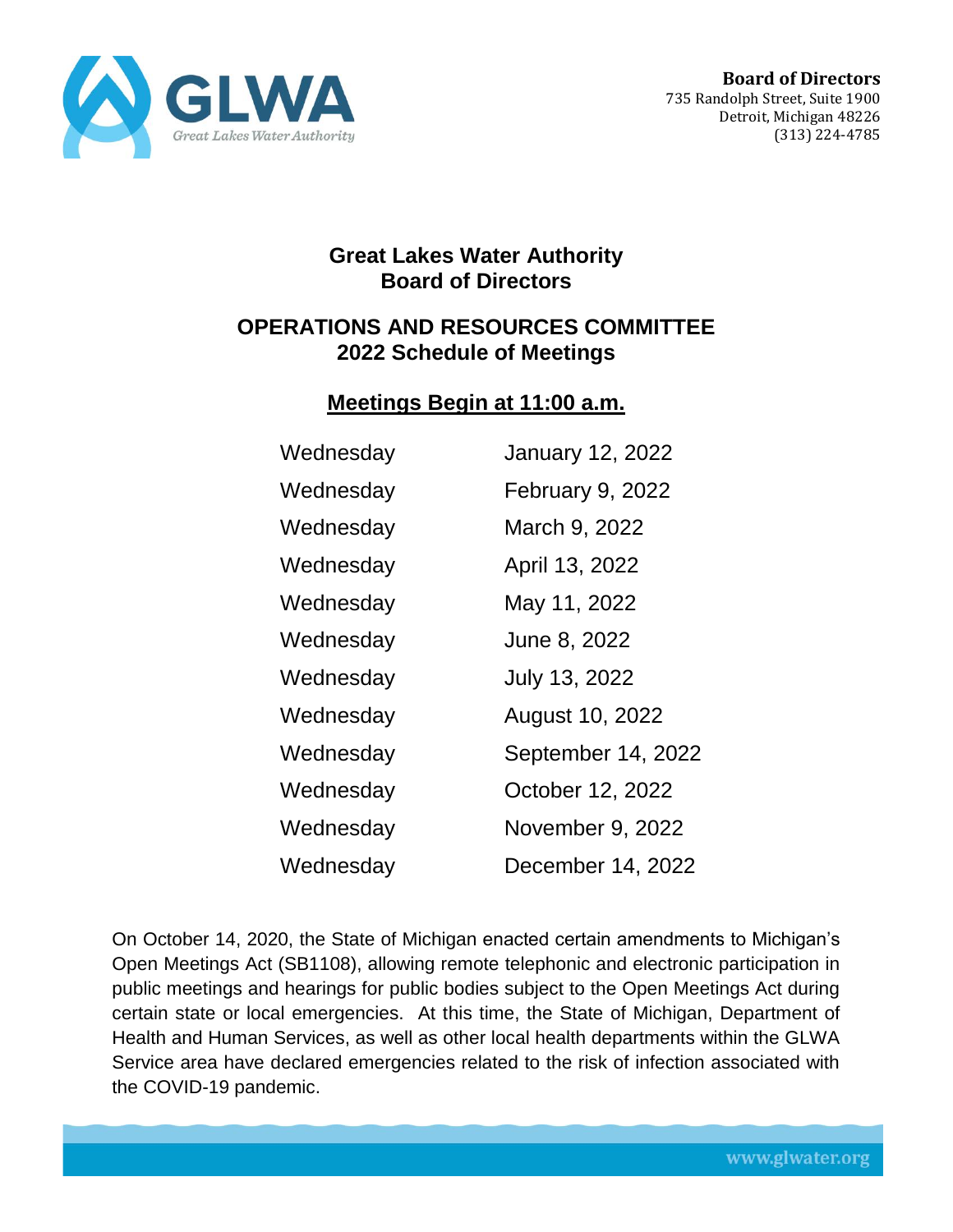**Board of Directors**
735 Randolph Street, Suite 1900
Detroit, Michigan 48226
(313) 224-4785

# Great Lakes Water Authority
# Board of Directors

## OPERATIONS AND RESOURCES COMMITTEE
## 2022 Schedule of Meetings

**Meetings Begin at 11:00 a.m.**

| | |
|---|---|
| Wednesday | January 12, 2022 |
| Wednesday | February 9, 2022 |
| Wednesday | March 9, 2022 |
| Wednesday | April 13, 2022 |
| Wednesday | May 11, 2022 |
| Wednesday | June 8, 2022 |
| Wednesday | July 13, 2022 |
| Wednesday | August 10, 2022 |
| Wednesday | September 14, 2022 |
| Wednesday | October 12, 2022 |
| Wednesday | November 9, 2022 |
| Wednesday | December 14, 2022 |

On October 14, 2020, the State of Michigan enacted certain amendments to Michigan's Open Meetings Act (SB1108), allowing remote telephonic and electronic participation in public meetings and hearings for public bodies subject to the Open Meetings Act during certain state or local emergencies. At this time, the State of Michigan, Department of Health and Human Services, as well as other local health departments within the GLWA Service area have declared emergencies related to the risk of infection associated with the COVID-19 pandemic.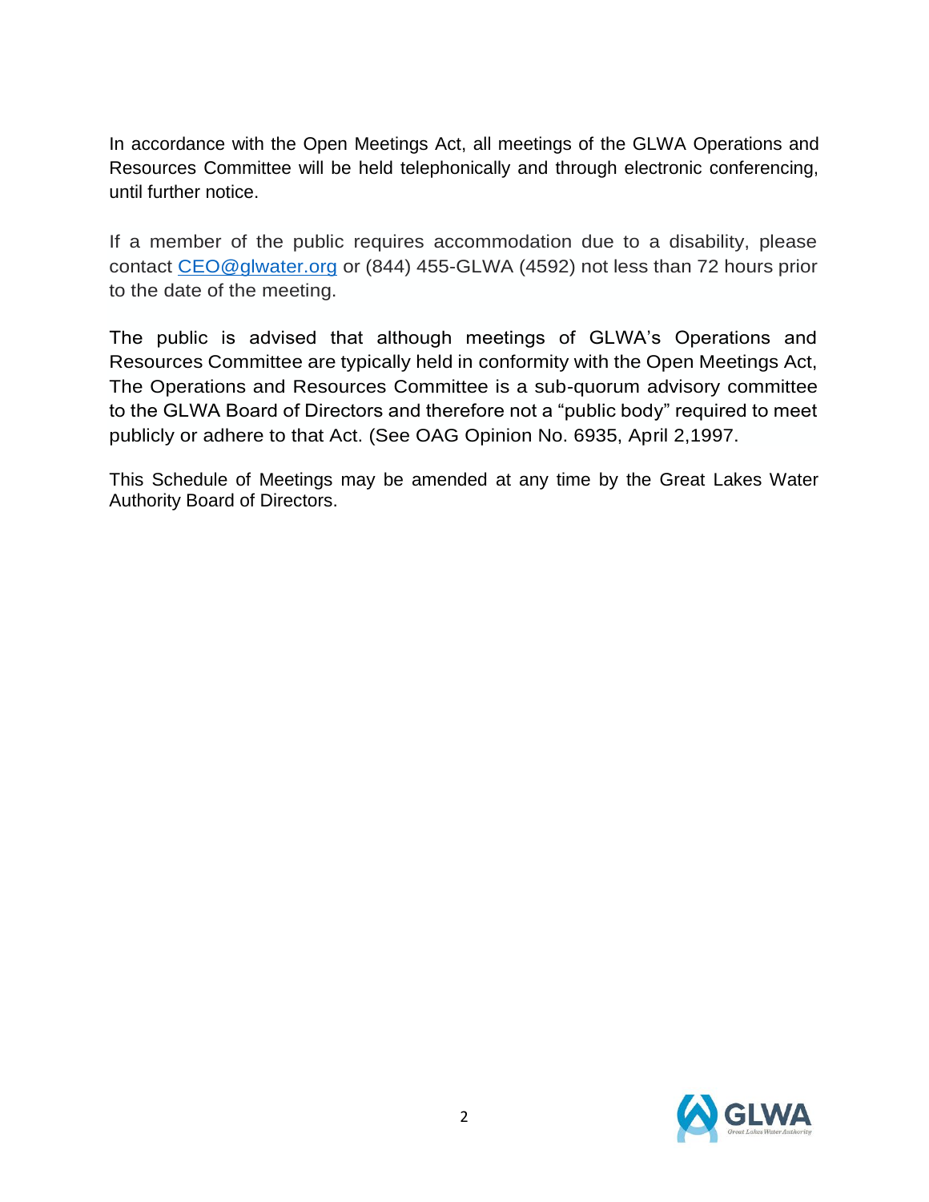In accordance with the Open Meetings Act, all meetings of the GLWA Operations and Resources Committee will be held telephonically and through electronic conferencing, until further notice.

If a member of the public requires accommodation due to a disability, please contact CEO@glwater.org or (844) 455-GLWA (4592) not less than 72 hours prior to the date of the meeting.

The public is advised that although meetings of GLWA's Operations and Resources Committee are typically held in conformity with the Open Meetings Act, The Operations and Resources Committee is a sub-quorum advisory committee to the GLWA Board of Directors and therefore not a "public body" required to meet publicly or adhere to that Act. (See OAG Opinion No. 6935, April 2,1997.

This Schedule of Meetings may be amended at any time by the Great Lakes Water Authority Board of Directors.